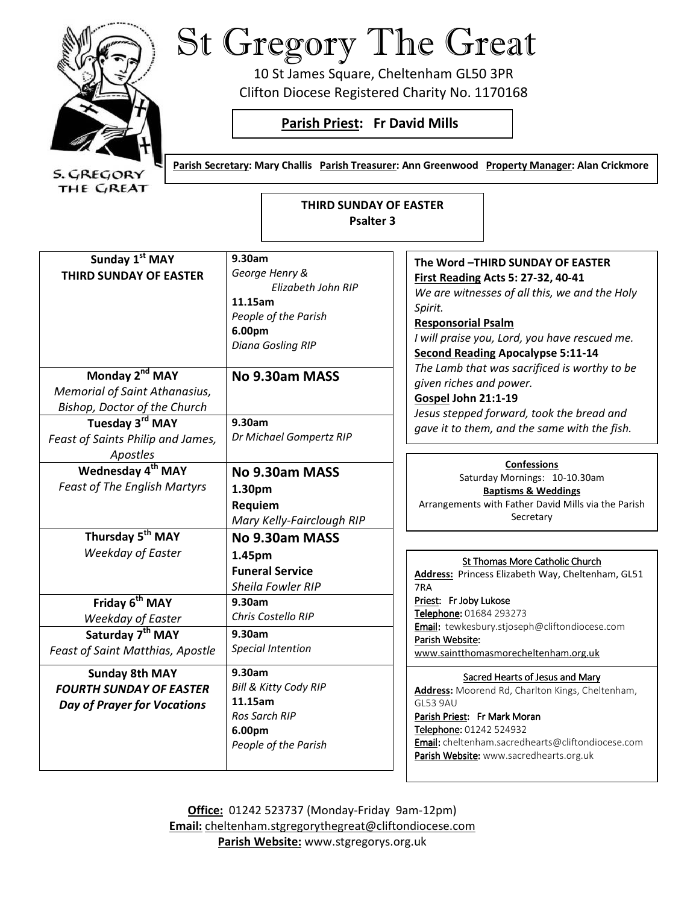# St Gregory The Great

10 St James Square, Cheltenham GL50 3PR
Clifton Diocese Registered Charity No. 1170168

**Parish Priest: Fr David Mills**

**Parish Secretary: Mary Challis  Parish Treasurer: Ann Greenwood  Property Manager: Alan Crickmore**

**THIRD SUNDAY OF EASTER**
**Psalter 3**

| Day | Mass |
| --- | --- |
| **Sunday 1st MAY**<br>**THIRD SUNDAY OF EASTER** | **9.30am**<br>*George Henry & Elizabeth John RIP*<br>**11.15am**<br>*People of the Parish*<br>**6.00pm**<br>*Diana Gosling RIP* |
| **Monday 2nd MAY**<br>*Memorial of Saint Athanasius, Bishop, Doctor of the Church* | **No 9.30am MASS** |
| **Tuesday 3rd MAY**<br>*Feast of Saints Philip and James, Apostles* | **9.30am**<br>*Dr Michael Gompertz RIP* |
| **Wednesday 4th MAY**<br>*Feast of The English Martyrs* | **No 9.30am MASS**<br>**1.30pm**<br>**Requiem**<br>*Mary Kelly-Fairclough RIP* |
| **Thursday 5th MAY**<br>*Weekday of Easter* | **No 9.30am MASS**<br>**1.45pm**<br>**Funeral Service**<br>*Sheila Fowler RIP* |
| **Friday 6th MAY**<br>*Weekday of Easter* | **9.30am**<br>*Chris Costello RIP* |
| **Saturday 7th MAY**<br>*Feast of Saint Matthias, Apostle* | **9.30am**<br>*Special Intention* |
| **Sunday 8th MAY**<br>***FOURTH SUNDAY OF EASTER***<br>***Day of Prayer for Vocations*** | **9.30am**<br>*Bill & Kitty Cody RIP*<br>**11.15am**<br>*Ros Sarch RIP*<br>**6.00pm**<br>*People of the Parish* |

**The Word –THIRD SUNDAY OF EASTER**
**First Reading Acts 5: 27-32, 40-41**
*We are witnesses of all this, we and the Holy Spirit.*
**Responsorial Psalm**
*I will praise you, Lord, you have rescued me.*
**Second Reading Apocalypse 5:11-14**
*The Lamb that was sacrificed is worthy to be given riches and power.*
**Gospel John 21:1-19**
*Jesus stepped forward, took the bread and gave it to them, and the same with the fish.*

**Confessions**
Saturday Mornings: 10-10.30am
**Baptisms & Weddings**
Arrangements with Father David Mills via the Parish Secretary

**St Thomas More Catholic Church**
**Address:** Princess Elizabeth Way, Cheltenham, GL51 7RA
**Priest:** Fr Joby Lukose
**Telephone:** 01684 293273
**Email:** tewkesbury.stjoseph@cliftondiocese.com
**Parish Website:** www.saintthomasmorecheltenham.org.uk

**Sacred Hearts of Jesus and Mary**
**Address:** Moorend Rd, Charlton Kings, Cheltenham, GL53 9AU
**Parish Priest:** Fr Mark Moran
**Telephone:** 01242 524932
**Email:** cheltenham.sacredhearts@cliftondiocese.com
**Parish Website:** www.sacredhearts.org.uk

**Office:** 01242 523737 (Monday-Friday 9am-12pm)
**Email:** cheltenham.stgregorythegreat@cliftondiocese.com
**Parish Website:** www.stgregorys.org.uk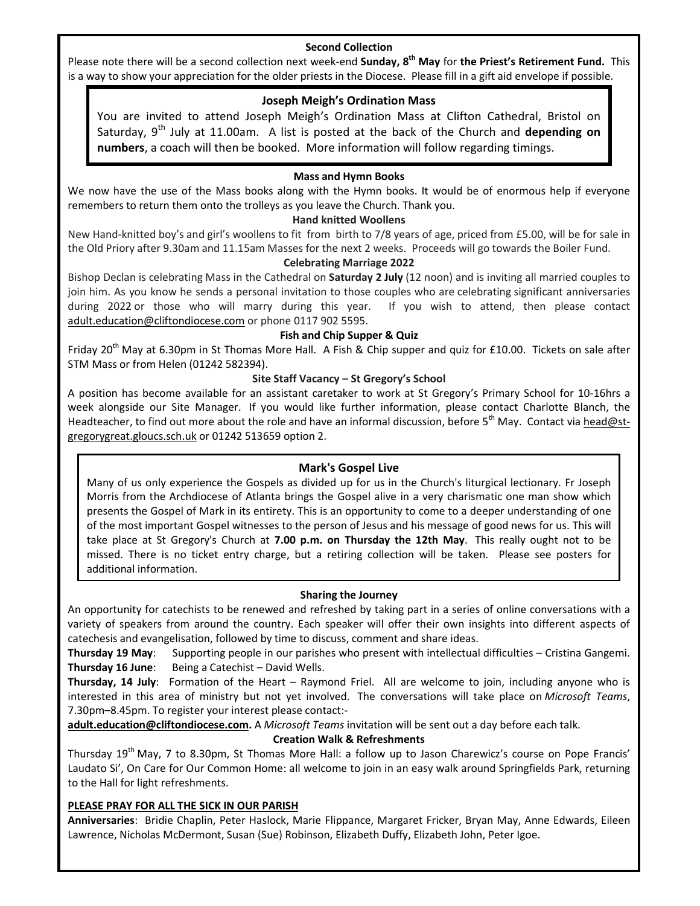### Second Collection

Please note there will be a second collection next week-end **Sunday, 8th May** for **the Priest's Retirement Fund.** This is a way to show your appreciation for the older priests in the Diocese. Please fill in a gift aid envelope if possible.

### Joseph Meigh's Ordination Mass

You are invited to attend Joseph Meigh's Ordination Mass at Clifton Cathedral, Bristol on Saturday, 9th July at 11.00am. A list is posted at the back of the Church and **depending on numbers**, a coach will then be booked. More information will follow regarding timings.

### Mass and Hymn Books

We now have the use of the Mass books along with the Hymn books. It would be of enormous help if everyone remembers to return them onto the trolleys as you leave the Church. Thank you.

### Hand knitted Woollens

New Hand-knitted boy's and girl's woollens to fit from birth to 7/8 years of age, priced from £5.00, will be for sale in the Old Priory after 9.30am and 11.15am Masses for the next 2 weeks. Proceeds will go towards the Boiler Fund.

### Celebrating Marriage 2022

Bishop Declan is celebrating Mass in the Cathedral on **Saturday 2 July** (12 noon) and is inviting all married couples to join him. As you know he sends a personal invitation to those couples who are celebrating significant anniversaries during 2022 or those who will marry during this year. If you wish to attend, then please contact adult.education@cliftondiocese.com or phone 0117 902 5595.

### Fish and Chip Supper & Quiz

Friday 20th May at 6.30pm in St Thomas More Hall. A Fish & Chip supper and quiz for £10.00. Tickets on sale after STM Mass or from Helen (01242 582394).

### Site Staff Vacancy – St Gregory's School

A position has become available for an assistant caretaker to work at St Gregory's Primary School for 10-16hrs a week alongside our Site Manager. If you would like further information, please contact Charlotte Blanch, the Headteacher, to find out more about the role and have an informal discussion, before 5th May. Contact via head@st-gregorygreat.gloucs.sch.uk or 01242 513659 option 2.

### Mark's Gospel Live

Many of us only experience the Gospels as divided up for us in the Church's liturgical lectionary. Fr Joseph Morris from the Archdiocese of Atlanta brings the Gospel alive in a very charismatic one man show which presents the Gospel of Mark in its entirety. This is an opportunity to come to a deeper understanding of one of the most important Gospel witnesses to the person of Jesus and his message of good news for us. This will take place at St Gregory's Church at **7.00 p.m. on Thursday the 12th May**. This really ought not to be missed. There is no ticket entry charge, but a retiring collection will be taken. Please see posters for additional information.

### Sharing the Journey

An opportunity for catechists to be renewed and refreshed by taking part in a series of online conversations with a variety of speakers from around the country. Each speaker will offer their own insights into different aspects of catechesis and evangelisation, followed by time to discuss, comment and share ideas.

**Thursday 19 May**: Supporting people in our parishes who present with intellectual difficulties – Cristina Gangemi.
**Thursday 16 June**: Being a Catechist – David Wells.
**Thursday, 14 July**: Formation of the Heart – Raymond Friel. All are welcome to join, including anyone who is interested in this area of ministry but not yet involved. The conversations will take place on *Microsoft Teams*, 7.30pm–8.45pm. To register your interest please contact:-
**adult.education@cliftondiocese.com.** A *Microsoft Teams* invitation will be sent out a day before each talk.

### Creation Walk & Refreshments

Thursday 19th May, 7 to 8.30pm, St Thomas More Hall: a follow up to Jason Charewicz's course on Pope Francis' Laudato Si', On Care for Our Common Home: all welcome to join in an easy walk around Springfields Park, returning to the Hall for light refreshments.

**PLEASE PRAY FOR ALL THE SICK IN OUR PARISH**

**Anniversaries**: Bridie Chaplin, Peter Haslock, Marie Flippance, Margaret Fricker, Bryan May, Anne Edwards, Eileen Lawrence, Nicholas McDermont, Susan (Sue) Robinson, Elizabeth Duffy, Elizabeth John, Peter Igoe.